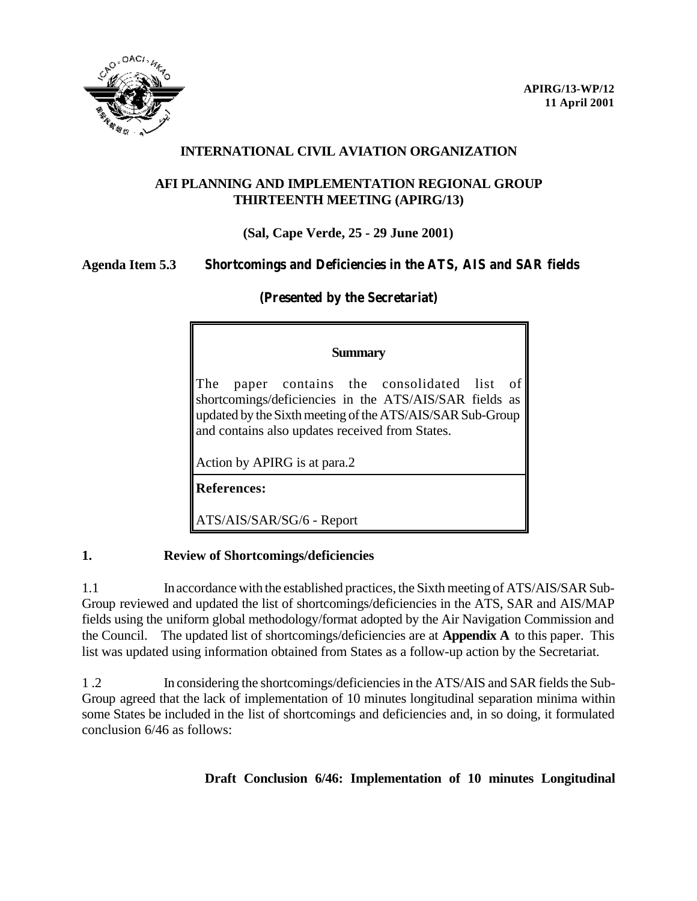APIRG/13-WP/12
11 April 2001

# INTERNATIONAL CIVIL AVIATION ORGANIZATION

## AFI PLANNING AND IMPLEMENTATION REGIONAL GROUP THIRTEENTH MEETING (APIRG/13)

**(Sal, Cape Verde, 25 - 29 June 2001)**

**Agenda Item 5.3 Shortcomings and Deficiencies in the ATS, AIS and SAR fields**

**(Presented by the Secretariat)**

> **Summary**
>
> The paper contains the consolidated list of shortcomings/deficiencies in the ATS/AIS/SAR fields as updated by the Sixth meeting of the ATS/AIS/SAR Sub-Group and contains also updates received from States.
>
> Action by APIRG is at para.2
>
> **References:**
>
> ATS/AIS/SAR/SG/6 - Report

## 1. Review of Shortcomings/deficiencies

1.1 In accordance with the established practices, the Sixth meeting of ATS/AIS/SAR Sub-Group reviewed and updated the list of shortcomings/deficiencies in the ATS, SAR and AIS/MAP fields using the uniform global methodology/format adopted by the Air Navigation Commission and the Council. The updated list of shortcomings/deficiencies are at **Appendix A** to this paper. This list was updated using information obtained from States as a follow-up action by the Secretariat.

1 .2 In considering the shortcomings/deficiencies in the ATS/AIS and SAR fields the Sub-Group agreed that the lack of implementation of 10 minutes longitudinal separation minima within some States be included in the list of shortcomings and deficiencies and, in so doing, it formulated conclusion 6/46 as follows:

**Draft Conclusion 6/46: Implementation of 10 minutes Longitudinal**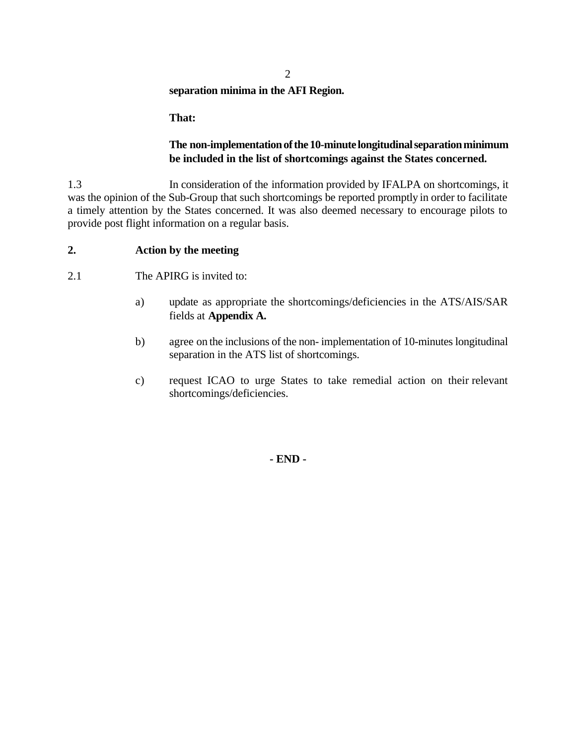**separation minima in the AFI Region.**

**That:**

**The non-implementation of the 10-minute longitudinal separation minimum be included in the list of shortcomings against the States concerned.**

1.3 In consideration of the information provided by IFALPA on shortcomings, it was the opinion of the Sub-Group that such shortcomings be reported promptly in order to facilitate a timely attention by the States concerned. It was also deemed necessary to encourage pilots to provide post flight information on a regular basis.

## 2. Action by the meeting

2.1 The APIRG is invited to:

a) update as appropriate the shortcomings/deficiencies in the ATS/AIS/SAR fields at **Appendix A.**

b) agree on the inclusions of the non- implementation of 10-minutes longitudinal separation in the ATS list of shortcomings.

c) request ICAO to urge States to take remedial action on their relevant shortcomings/deficiencies.

**- END -**